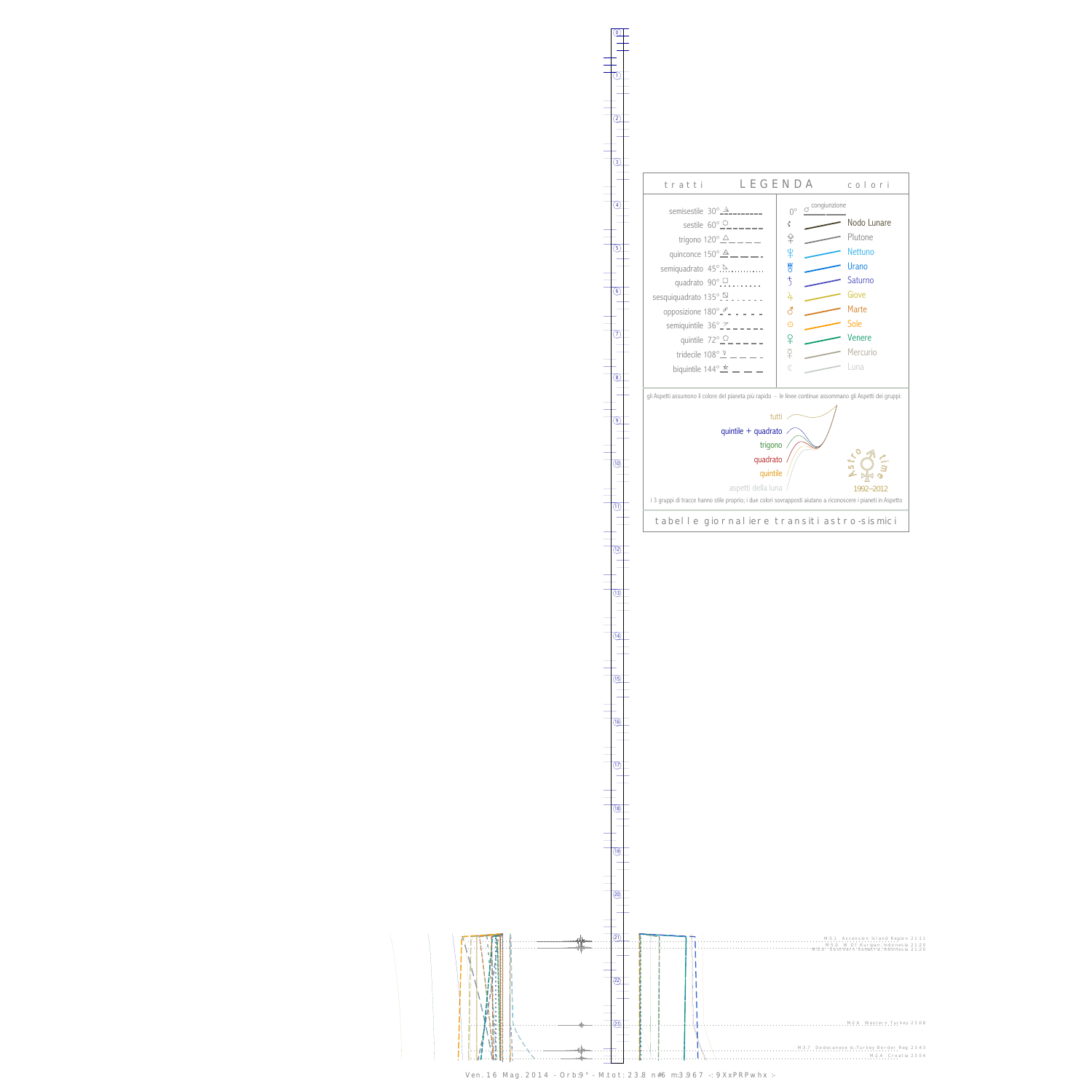tratti LEGENDA colori

semisestile 30°
sestile 60°
trigono 120°
quinconce 150°
semiquadrato 45°
quadrato 90°
sesquiquadrato 135°
opposizione 180°
semiquintile 36°
quintile 72°
tridecile 108°
biquintile 144°

0° congiunzione
Nodo Lunare
Plutone
Nettuno
Urano
Saturno
Giove
Marte
Sole
Venere
Mercurio
Luna

gli Aspetti assumono il colore del pianeta più rapido - le linee continue assommano gli Aspetti dei gruppi:

tutti
quintile + quadrato
trigono
quadrato
quintile
aspetti della luna

Astro time 1992–2012

i 3 gruppi di tracce hanno stile proprio; i due colori sovrapposti aiutano a riconoscere i pianeti in Aspetto

tabelle giornaliere transiti astro-sismici

0
1
2
3
4
5
6
7
8
9
10
11
12
13
14
15
16
17
18
19
20
21
22
23

M:5.1 Ascension Island Region 21:11
M:3.2 W Of Kuripan, Indonesia 21:20
M:3.0 Southern Sumatra, Indonesia 21:20
M:2.4 Western Turkey 23:08
M:3.7 Dodecanese Is.-Turkey Border Reg 23:43
M:2.4 Croatia 23:54

Ven. 16 Mag. 2014 - Orb:9° - M.tot: 23.8 n#6 m:3.967 -: 9XxPRPwhx :-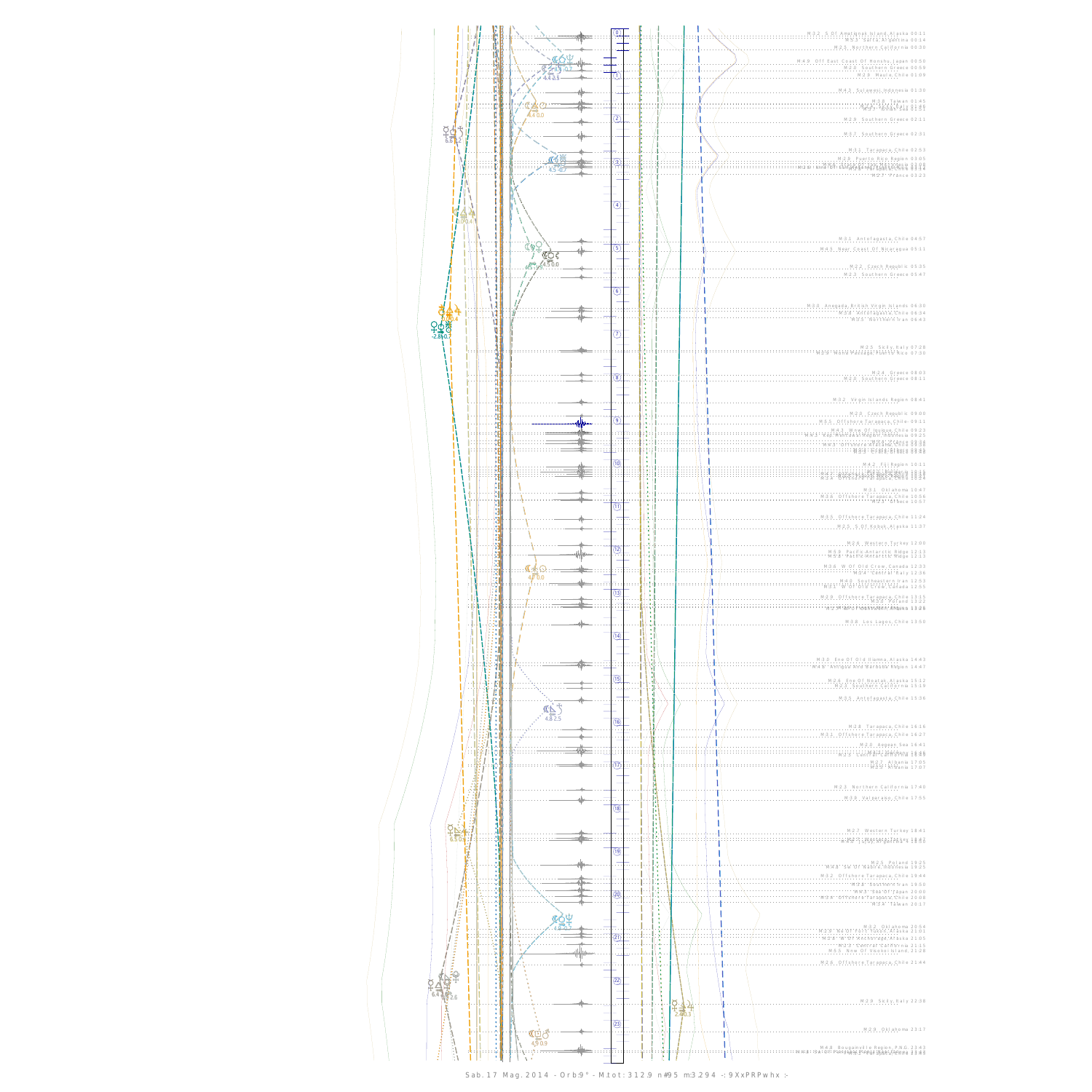M3.2 S Of Amatignak Island Alaska 00:11
M3.1 Salta Argentina 00:14
M2.5 Northern California 00:30
M4.9 Off East Coast Of Honshu Japan 00:50
M2.0 Southern Greece 00:59
M2.8 Maule Chile 01:09
M4.3 Sulawesi Indonesia 01:30
M3.8 Taiwan 01:45
M2.9 Southern Greece 02:11
M3.7 Southern Greece 02:31
M3.1 Tarapaca Chile 02:53
M2.8 Puerto Rico Region 03:05
M2.1 France 03:23
M3.1 Antofagasta Chile 04:57
M4.3 Near Coast Of Nicaragua 05:11
M2.2 Czech Republic 05:35
M2.3 Southern Greece 05:47
M3.0 Anegada British Virgin Islands 06:30
M3.8 Antofagasta Chile 06:34
M2.5 Northern Iran 06:43
M3.5 Sicily Italy 07:28
M3.4 Greece 08:03
M2.0 Southern Greece 08:11
M3.2 Virgin Islands Region 08:41
M2.0 Czech Republic 09:00
M3.5 Offshore Tarapaca Chile 09:11
M4.3 Nnw Of Iquique Chile 09:23
M4.2 Fiji Region 10:11
M3.1 Oklahoma 10:47
M3.6 Offshore Tarapaca Chile 10:56
M2.1 Greece 10:57
M3.5 Offshore Tarapaca Chile 11:24
M2.5 S Of Kobuk Alaska 11:37
M2.6 Western Turkey 12:00
M5.8 Pacific Antarctic Ridge 12:13
M3.6 W Of Old Crow Canada 12:33
M2.4 Central Italy 12:36
M4.0 Southeastern Iran 12:53
M2.9 Offshore Tarapaca Chile 13:15
M3.8 Los Lagos Chile 13:50
M3.0 Ene Of Old Iliamna Alaska 14:43
M4.9 Antigua and Barbuda Region 14:47
M2.6 Ene Of Noatak Alaska 15:12
M2.2 Southern California 15:19
M3.5 Antofagasta Chile 15:36
M2.8 Tarapaca Chile 16:16
M3.1 Offshore Tarapaca Chile 16:27
M2.0 Aegean Sea 16:41
M2.5 Central California 16:49
M2.7 Albania 17:05
M2.5 Albania 17:07
M2.3 Northern California 17:40
M3.5 Valparaiso Chile 17:55
M2.7 Western Turkey 18:41
M2.5 Poland 19:25
M4.8 Sw Of Nabire Indonesia 19:25
M3.2 Offshore Tarapaca Chile 19:44
M2.6 Southern Iran 19:50
M4.3 Sea Of Japan 20:00
M2.9 Offshore Tarapaca Chile 20:08
M2.4 Taiwan 20:17
M3.2 Oklahoma 20:54
M2.8 W Of Anchorage Alaska 21:05
M2.2 Central California 21:15
M5.5 Nnw Of Vanua Island 21:28
M2.6 Offshore Tarapaca Chile 21:44
M2.9 Sicily Italy 22:38
M2.8 Oklahoma 23:17
M4.8 Bougainville Region P.N.G. 23:43

Sab.17 Mag.2014 - Orb:9° - M.tot: 312.9 n#95 m3.294 -:9XxPRPwhx:-